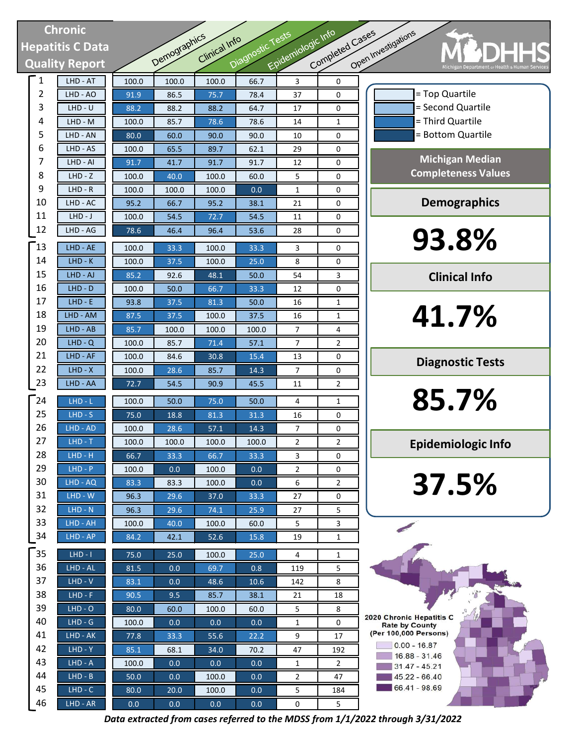# Chronic Hepatitis C Data Quality Report

MDHHS – Michigan Department of Health & Human Services

| # | LHD | Demographics | Clinical Info | Diagnostic Tests | Epidemiologic Info | Completed Cases | Open Investigations |
|---|---|---|---|---|---|---|---|
| 1 | LHD - AT | 100.0 | 100.0 | 100.0 | 66.7 | 3 | 0 |
| 2 | LHD - AO | 91.9 | 86.5 | 75.7 | 78.4 | 37 | 0 |
| 3 | LHD - U | 88.2 | 88.2 | 88.2 | 64.7 | 17 | 0 |
| 4 | LHD - M | 100.0 | 85.7 | 78.6 | 78.6 | 14 | 1 |
| 5 | LHD - AN | 80.0 | 60.0 | 90.0 | 90.0 | 10 | 0 |
| 6 | LHD - AS | 100.0 | 65.5 | 89.7 | 62.1 | 29 | 0 |
| 7 | LHD - AI | 91.7 | 41.7 | 91.7 | 91.7 | 12 | 0 |
| 8 | LHD - Z | 100.0 | 40.0 | 100.0 | 60.0 | 5 | 0 |
| 9 | LHD - R | 100.0 | 100.0 | 100.0 | 0.0 | 1 | 0 |
| 10 | LHD - AC | 95.2 | 66.7 | 95.2 | 38.1 | 21 | 0 |
| 11 | LHD - J | 100.0 | 54.5 | 72.7 | 54.5 | 11 | 0 |
| 12 | LHD - AG | 78.6 | 46.4 | 96.4 | 53.6 | 28 | 0 |
| 13 | LHD - AE | 100.0 | 33.3 | 100.0 | 33.3 | 3 | 0 |
| 14 | LHD - K | 100.0 | 37.5 | 100.0 | 25.0 | 8 | 0 |
| 15 | LHD - AJ | 85.2 | 92.6 | 48.1 | 50.0 | 54 | 3 |
| 16 | LHD - D | 100.0 | 50.0 | 66.7 | 33.3 | 12 | 0 |
| 17 | LHD - E | 93.8 | 37.5 | 81.3 | 50.0 | 16 | 1 |
| 18 | LHD - AM | 87.5 | 37.5 | 100.0 | 37.5 | 16 | 1 |
| 19 | LHD - AB | 85.7 | 100.0 | 100.0 | 100.0 | 7 | 4 |
| 20 | LHD - Q | 100.0 | 85.7 | 71.4 | 57.1 | 7 | 2 |
| 21 | LHD - AF | 100.0 | 84.6 | 30.8 | 15.4 | 13 | 0 |
| 22 | LHD - X | 100.0 | 28.6 | 85.7 | 14.3 | 7 | 0 |
| 23 | LHD - AA | 72.7 | 54.5 | 90.9 | 45.5 | 11 | 2 |
| 24 | LHD - L | 100.0 | 50.0 | 75.0 | 50.0 | 4 | 1 |
| 25 | LHD - S | 75.0 | 18.8 | 81.3 | 31.3 | 16 | 0 |
| 26 | LHD - AD | 100.0 | 28.6 | 57.1 | 14.3 | 7 | 0 |
| 27 | LHD - T | 100.0 | 100.0 | 100.0 | 100.0 | 2 | 2 |
| 28 | LHD - H | 66.7 | 33.3 | 66.7 | 33.3 | 3 | 0 |
| 29 | LHD - P | 100.0 | 0.0 | 100.0 | 0.0 | 2 | 0 |
| 30 | LHD - AQ | 83.3 | 83.3 | 100.0 | 0.0 | 6 | 2 |
| 31 | LHD - W | 96.3 | 29.6 | 37.0 | 33.3 | 27 | 0 |
| 32 | LHD - N | 96.3 | 29.6 | 74.1 | 25.9 | 27 | 5 |
| 33 | LHD - AH | 100.0 | 40.0 | 100.0 | 60.0 | 5 | 3 |
| 34 | LHD - AP | 84.2 | 42.1 | 52.6 | 15.8 | 19 | 1 |
| 35 | LHD - I | 75.0 | 25.0 | 100.0 | 25.0 | 4 | 1 |
| 36 | LHD - AL | 81.5 | 0.0 | 69.7 | 0.8 | 119 | 5 |
| 37 | LHD - V | 83.1 | 0.0 | 48.6 | 10.6 | 142 | 8 |
| 38 | LHD - F | 90.5 | 9.5 | 85.7 | 38.1 | 21 | 18 |
| 39 | LHD - O | 80.0 | 60.0 | 100.0 | 60.0 | 5 | 8 |
| 40 | LHD - G | 100.0 | 0.0 | 0.0 | 0.0 | 1 | 0 |
| 41 | LHD - AK | 77.8 | 33.3 | 55.6 | 22.2 | 9 | 17 |
| 42 | LHD - Y | 85.1 | 68.1 | 34.0 | 70.2 | 47 | 192 |
| 43 | LHD - A | 100.0 | 0.0 | 0.0 | 0.0 | 1 | 2 |
| 44 | LHD - B | 50.0 | 0.0 | 100.0 | 0.0 | 2 | 47 |
| 45 | LHD - C | 80.0 | 20.0 | 100.0 | 0.0 | 5 | 184 |
| 46 | LHD - AR | 0.0 | 0.0 | 0.0 | 0.0 | 0 | 5 |

Legend:
- = Top Quartile
- = Second Quartile
- = Third Quartile
- = Bottom Quartile

## Michigan Median Completeness Values

**Demographics**

**93.8%**

**Clinical Info**

**41.7%**

**Diagnostic Tests**

**85.7%**

**Epidemiologic Info**

**37.5%**

**2020 Chronic Hepatitis C Rate by County (Per 100,000 Persons)**

- 0.00 - 16.87
- 16.88 - 31.46
- 31.47 - 45.21
- 45.22 - 66.40
- 66.41 - 98.69

*Data extracted from cases referred to the MDSS from 1/1/2022 through 3/31/2022*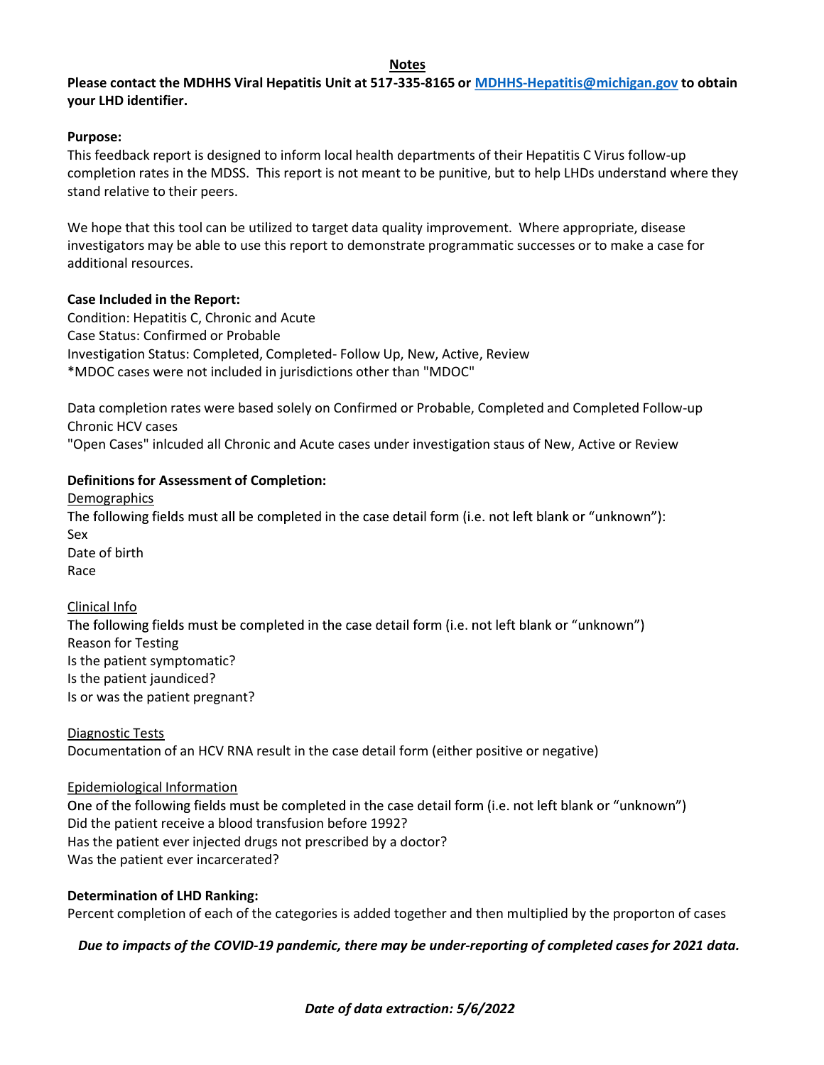## Notes

**Please contact the MDHHS Viral Hepatitis Unit at 517-335-8165 or [MDHHS-Hepatitis@michigan.gov](mailto:MDHHS-Hepatitis@michigan.gov) to obtain your LHD identifier.**

**Purpose:**

This feedback report is designed to inform local health departments of their Hepatitis C Virus follow-up completion rates in the MDSS. This report is not meant to be punitive, but to help LHDs understand where they stand relative to their peers.

We hope that this tool can be utilized to target data quality improvement. Where appropriate, disease investigators may be able to use this report to demonstrate programmatic successes or to make a case for additional resources.

**Case Included in the Report:**

Condition: Hepatitis C, Chronic and Acute
Case Status: Confirmed or Probable
Investigation Status: Completed, Completed- Follow Up, New, Active, Review
*MDOC cases were not included in jurisdictions other than "MDOC"

Data completion rates were based solely on Confirmed or Probable, Completed and Completed Follow-up Chronic HCV cases
"Open Cases" inlcuded all Chronic and Acute cases under investigation staus of New, Active or Review

**Definitions for Assessment of Completion:**

<u>Demographics</u>
The following fields must all be completed in the case detail form (i.e. not left blank or "unknown"):
Sex
Date of birth
Race

<u>Clinical Info</u>
The following fields must be completed in the case detail form (i.e. not left blank or "unknown")
Reason for Testing
Is the patient symptomatic?
Is the patient jaundiced?
Is or was the patient pregnant?

<u>Diagnostic Tests</u>
Documentation of an HCV RNA result in the case detail form (either positive or negative)

<u>Epidemiological Information</u>
One of the following fields must be completed in the case detail form (i.e. not left blank or "unknown")
Did the patient receive a blood transfusion before 1992?
Has the patient ever injected drugs not prescribed by a doctor?
Was the patient ever incarcerated?

**Determination of LHD Ranking:**

Percent completion of each of the categories is added together and then multiplied by the proporton of cases

***Due to impacts of the COVID-19 pandemic, there may be under-reporting of completed cases for 2021 data.***

***Date of data extraction: 5/6/2022***